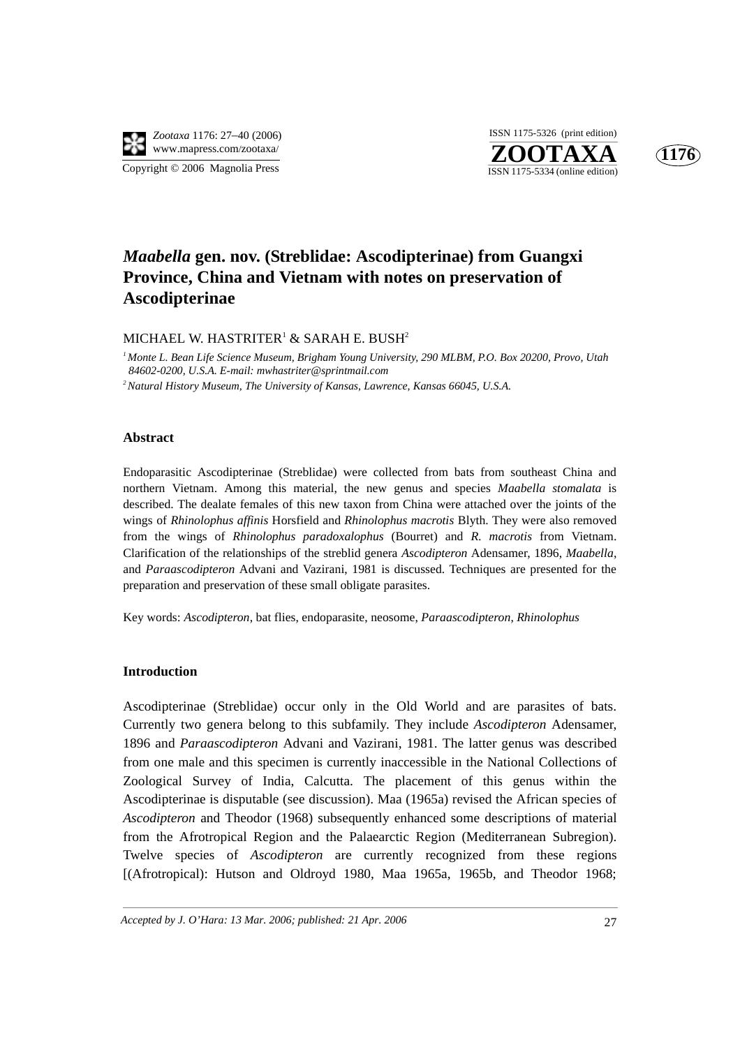# *Maabella* gen. nov. (Streblidae: Ascodipterinae) from Guangxi Province, China and Vietnam with notes on preservation of Ascodipterinae

MICHAEL W. HASTRITER[1] & SARAH E. BUSH[2]

[1] *Monte L. Bean Life Science Museum, Brigham Young University, 290 MLBM, P.O. Box 20200, Provo, Utah 84602-0200, U.S.A. E-mail: mwhastriter@sprintmail.com*

[2] *Natural History Museum, The University of Kansas, Lawrence, Kansas 66045, U.S.A.*

## Abstract

Endoparasitic Ascodipterinae (Streblidae) were collected from bats from southeast China and northern Vietnam. Among this material, the new genus and species *Maabella stomalata* is described. The dealate females of this new taxon from China were attached over the joints of the wings of *Rhinolophus affinis* Horsfield and *Rhinolophus macrotis* Blyth. They were also removed from the wings of *Rhinolophus paradoxalophus* (Bourret) and *R. macrotis* from Vietnam. Clarification of the relationships of the streblid genera *Ascodipteron* Adensamer, 1896, *Maabella*, and *Paraascodipteron* Advani and Vazirani, 1981 is discussed. Techniques are presented for the preparation and preservation of these small obligate parasites.

Key words: *Ascodipteron*, bat flies, endoparasite, neosome, *Paraascodipteron*, *Rhinolophus*

## Introduction

Ascodipterinae (Streblidae) occur only in the Old World and are parasites of bats. Currently two genera belong to this subfamily. They include *Ascodipteron* Adensamer, 1896 and *Paraascodipteron* Advani and Vazirani, 1981. The latter genus was described from one male and this specimen is currently inaccessible in the National Collections of Zoological Survey of India, Calcutta. The placement of this genus within the Ascodipterinae is disputable (see discussion). Maa (1965a) revised the African species of *Ascodipteron* and Theodor (1968) subsequently enhanced some descriptions of material from the Afrotropical Region and the Palaearctic Region (Mediterranean Subregion). Twelve species of *Ascodipteron* are currently recognized from these regions [(Afrotropical): Hutson and Oldroyd 1980, Maa 1965a, 1965b, and Theodor 1968;

*Accepted by J. O'Hara: 13 Mar. 2006; published: 21 Apr. 2006*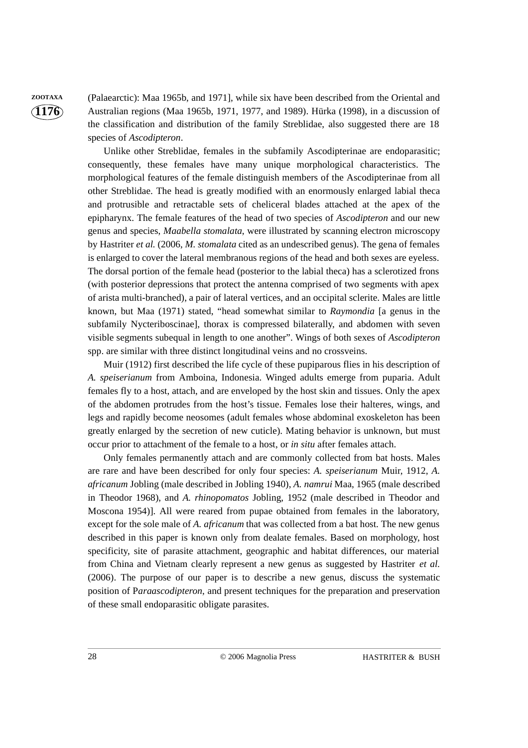(Palaearctic): Maa 1965b, and 1971], while six have been described from the Oriental and Australian regions (Maa 1965b, 1971, 1977, and 1989). Hürka (1998), in a discussion of the classification and distribution of the family Streblidae, also suggested there are 18 species of *Ascodipteron*.

Unlike other Streblidae, females in the subfamily Ascodipterinae are endoparasitic; consequently, these females have many unique morphological characteristics. The morphological features of the female distinguish members of the Ascodipterinae from all other Streblidae. The head is greatly modified with an enormously enlarged labial theca and protrusible and retractable sets of cheliceral blades attached at the apex of the epipharynx. The female features of the head of two species of *Ascodipteron* and our new genus and species, *Maabella stomalata*, were illustrated by scanning electron microscopy by Hastriter *et al.* (2006, *M. stomalata* cited as an undescribed genus). The gena of females is enlarged to cover the lateral membranous regions of the head and both sexes are eyeless. The dorsal portion of the female head (posterior to the labial theca) has a sclerotized frons (with posterior depressions that protect the antenna comprised of two segments with apex of arista multi-branched), a pair of lateral vertices, and an occipital sclerite. Males are little known, but Maa (1971) stated, "head somewhat similar to *Raymondia* [a genus in the subfamily Nycteriboscinae], thorax is compressed bilaterally, and abdomen with seven visible segments subequal in length to one another". Wings of both sexes of *Ascodipteron* spp. are similar with three distinct longitudinal veins and no crossveins.

Muir (1912) first described the life cycle of these pupiparous flies in his description of *A. speiserianum* from Amboina, Indonesia. Winged adults emerge from puparia. Adult females fly to a host, attach, and are enveloped by the host skin and tissues. Only the apex of the abdomen protrudes from the host's tissue. Females lose their halteres, wings, and legs and rapidly become neosomes (adult females whose abdominal exoskeleton has been greatly enlarged by the secretion of new cuticle). Mating behavior is unknown, but must occur prior to attachment of the female to a host, or *in situ* after females attach.

Only females permanently attach and are commonly collected from bat hosts. Males are rare and have been described for only four species: *A. speiserianum* Muir, 1912, *A. africanum* Jobling (male described in Jobling 1940), *A. namrui* Maa, 1965 (male described in Theodor 1968), and *A. rhinopomatos* Jobling, 1952 (male described in Theodor and Moscona 1954)]. All were reared from pupae obtained from females in the laboratory, except for the sole male of *A. africanum* that was collected from a bat host. The new genus described in this paper is known only from dealate females. Based on morphology, host specificity, site of parasite attachment, geographic and habitat differences, our material from China and Vietnam clearly represent a new genus as suggested by Hastriter *et al.* (2006). The purpose of our paper is to describe a new genus, discuss the systematic position of P*araascodipteron*, and present techniques for the preparation and preservation of these small endoparasitic obligate parasites.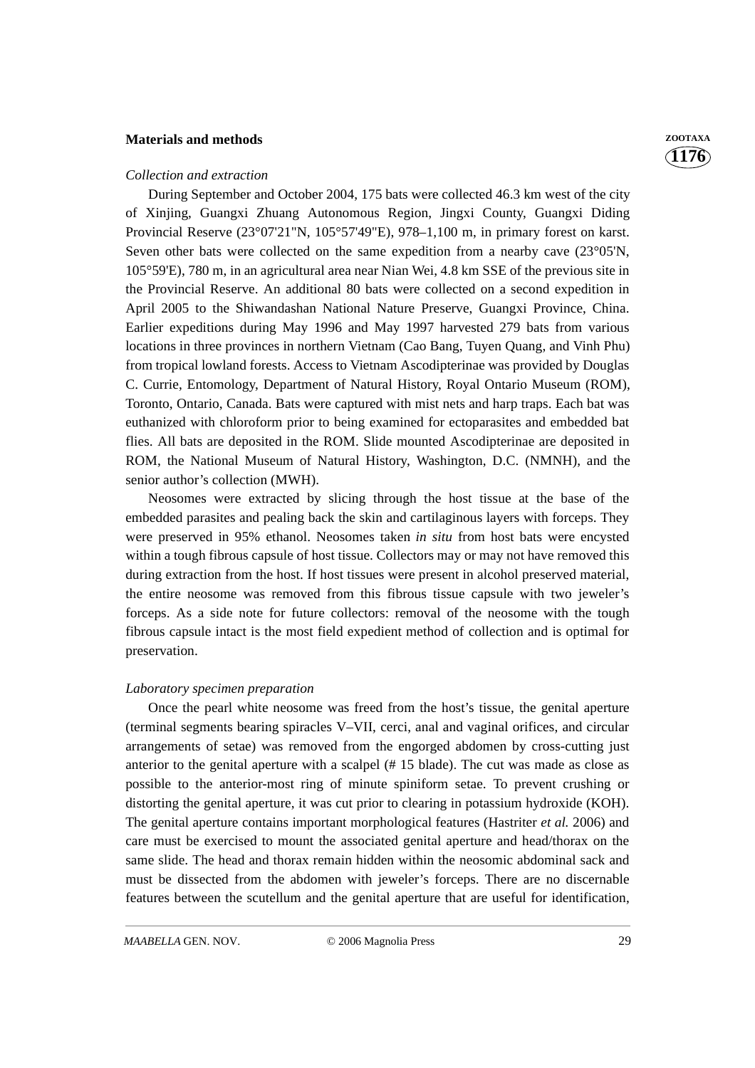## Materials and methods

### *Collection and extraction*

During September and October 2004, 175 bats were collected 46.3 km west of the city of Xinjing, Guangxi Zhuang Autonomous Region, Jingxi County, Guangxi Diding Provincial Reserve (23°07'21"N, 105°57'49"E), 978–1,100 m, in primary forest on karst. Seven other bats were collected on the same expedition from a nearby cave (23°05'N, 105°59'E), 780 m, in an agricultural area near Nian Wei, 4.8 km SSE of the previous site in the Provincial Reserve. An additional 80 bats were collected on a second expedition in April 2005 to the Shiwandashan National Nature Preserve, Guangxi Province, China. Earlier expeditions during May 1996 and May 1997 harvested 279 bats from various locations in three provinces in northern Vietnam (Cao Bang, Tuyen Quang, and Vinh Phu) from tropical lowland forests. Access to Vietnam Ascodipterinae was provided by Douglas C. Currie, Entomology, Department of Natural History, Royal Ontario Museum (ROM), Toronto, Ontario, Canada. Bats were captured with mist nets and harp traps. Each bat was euthanized with chloroform prior to being examined for ectoparasites and embedded bat flies. All bats are deposited in the ROM. Slide mounted Ascodipterinae are deposited in ROM, the National Museum of Natural History, Washington, D.C. (NMNH), and the senior author's collection (MWH).

Neosomes were extracted by slicing through the host tissue at the base of the embedded parasites and pealing back the skin and cartilaginous layers with forceps. They were preserved in 95% ethanol. Neosomes taken *in situ* from host bats were encysted within a tough fibrous capsule of host tissue. Collectors may or may not have removed this during extraction from the host. If host tissues were present in alcohol preserved material, the entire neosome was removed from this fibrous tissue capsule with two jeweler's forceps. As a side note for future collectors: removal of the neosome with the tough fibrous capsule intact is the most field expedient method of collection and is optimal for preservation.

### *Laboratory specimen preparation*

Once the pearl white neosome was freed from the host's tissue, the genital aperture (terminal segments bearing spiracles V–VII, cerci, anal and vaginal orifices, and circular arrangements of setae) was removed from the engorged abdomen by cross-cutting just anterior to the genital aperture with a scalpel (# 15 blade). The cut was made as close as possible to the anterior-most ring of minute spiniform setae. To prevent crushing or distorting the genital aperture, it was cut prior to clearing in potassium hydroxide (KOH). The genital aperture contains important morphological features (Hastriter *et al.* 2006) and care must be exercised to mount the associated genital aperture and head/thorax on the same slide. The head and thorax remain hidden within the neosomic abdominal sack and must be dissected from the abdomen with jeweler's forceps. There are no discernable features between the scutellum and the genital aperture that are useful for identification,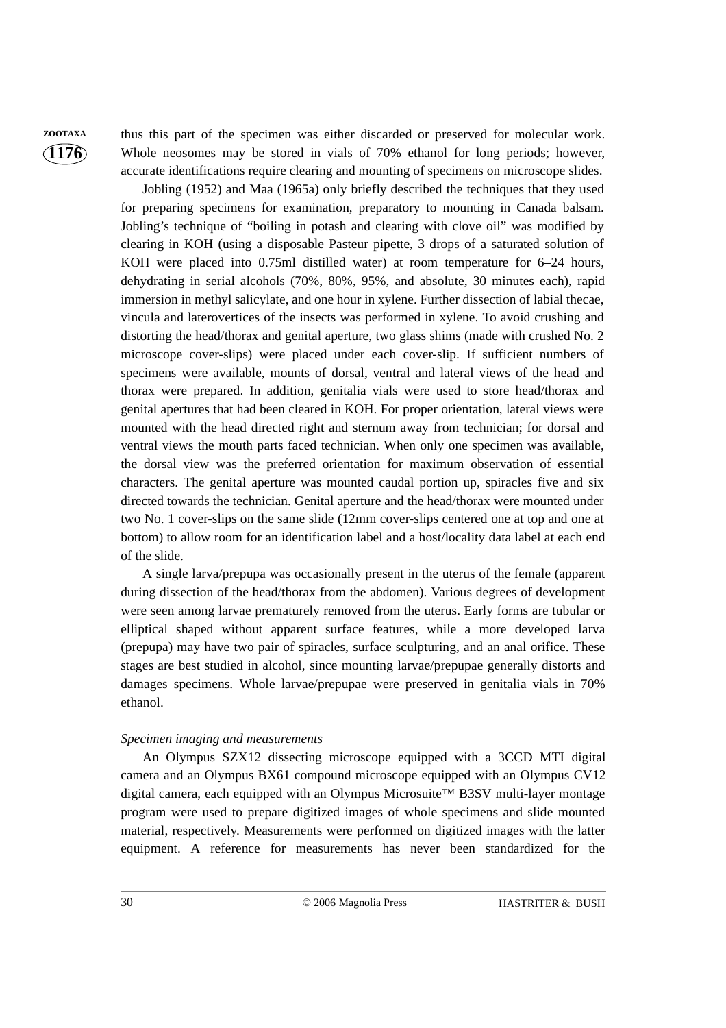thus this part of the specimen was either discarded or preserved for molecular work. Whole neosomes may be stored in vials of 70% ethanol for long periods; however, accurate identifications require clearing and mounting of specimens on microscope slides.

Jobling (1952) and Maa (1965a) only briefly described the techniques that they used for preparing specimens for examination, preparatory to mounting in Canada balsam. Jobling's technique of "boiling in potash and clearing with clove oil" was modified by clearing in KOH (using a disposable Pasteur pipette, 3 drops of a saturated solution of KOH were placed into 0.75ml distilled water) at room temperature for 6–24 hours, dehydrating in serial alcohols (70%, 80%, 95%, and absolute, 30 minutes each), rapid immersion in methyl salicylate, and one hour in xylene. Further dissection of labial thecae, vincula and laterovertices of the insects was performed in xylene. To avoid crushing and distorting the head/thorax and genital aperture, two glass shims (made with crushed No. 2 microscope cover-slips) were placed under each cover-slip. If sufficient numbers of specimens were available, mounts of dorsal, ventral and lateral views of the head and thorax were prepared. In addition, genitalia vials were used to store head/thorax and genital apertures that had been cleared in KOH. For proper orientation, lateral views were mounted with the head directed right and sternum away from technician; for dorsal and ventral views the mouth parts faced technician. When only one specimen was available, the dorsal view was the preferred orientation for maximum observation of essential characters. The genital aperture was mounted caudal portion up, spiracles five and six directed towards the technician. Genital aperture and the head/thorax were mounted under two No. 1 cover-slips on the same slide (12mm cover-slips centered one at top and one at bottom) to allow room for an identification label and a host/locality data label at each end of the slide.

A single larva/prepupa was occasionally present in the uterus of the female (apparent during dissection of the head/thorax from the abdomen). Various degrees of development were seen among larvae prematurely removed from the uterus. Early forms are tubular or elliptical shaped without apparent surface features, while a more developed larva (prepupa) may have two pair of spiracles, surface sculpturing, and an anal orifice. These stages are best studied in alcohol, since mounting larvae/prepupae generally distorts and damages specimens. Whole larvae/prepupae were preserved in genitalia vials in 70% ethanol.

*Specimen imaging and measurements*

An Olympus SZX12 dissecting microscope equipped with a 3CCD MTI digital camera and an Olympus BX61 compound microscope equipped with an Olympus CV12 digital camera, each equipped with an Olympus Microsuite™ B3SV multi-layer montage program were used to prepare digitized images of whole specimens and slide mounted material, respectively. Measurements were performed on digitized images with the latter equipment. A reference for measurements has never been standardized for the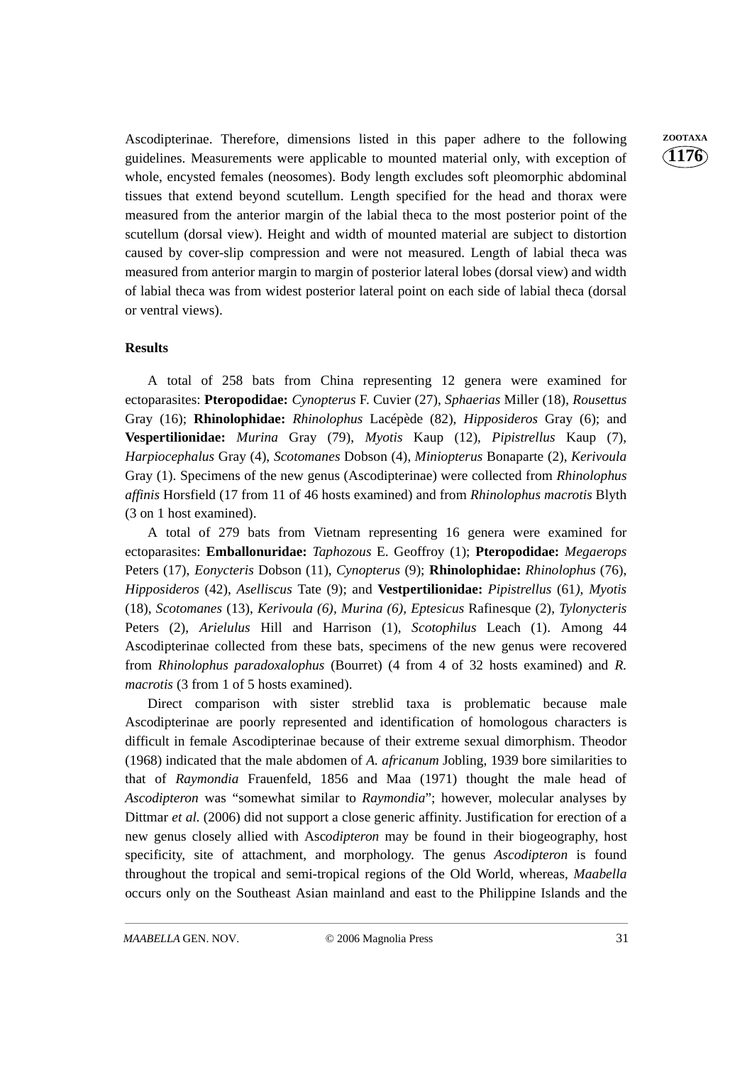Ascodipterinae. Therefore, dimensions listed in this paper adhere to the following guidelines. Measurements were applicable to mounted material only, with exception of whole, encysted females (neosomes). Body length excludes soft pleomorphic abdominal tissues that extend beyond scutellum. Length specified for the head and thorax were measured from the anterior margin of the labial theca to the most posterior point of the scutellum (dorsal view). Height and width of mounted material are subject to distortion caused by cover-slip compression and were not measured. Length of labial theca was measured from anterior margin to margin of posterior lateral lobes (dorsal view) and width of labial theca was from widest posterior lateral point on each side of labial theca (dorsal or ventral views).

## Results

A total of 258 bats from China representing 12 genera were examined for ectoparasites: **Pteropodidae:** *Cynopterus* F. Cuvier (27), *Sphaerias* Miller (18), *Rousettus* Gray (16); **Rhinolophidae:** *Rhinolophus* Lacépède (82), *Hipposideros* Gray (6); and **Vespertilionidae:** *Murina* Gray (79), *Myotis* Kaup (12), *Pipistrellus* Kaup (7), *Harpiocephalus* Gray (4), *Scotomanes* Dobson (4), *Miniopterus* Bonaparte (2), *Kerivoula* Gray (1). Specimens of the new genus (Ascodipterinae) were collected from *Rhinolophus affinis* Horsfield (17 from 11 of 46 hosts examined) and from *Rhinolophus macrotis* Blyth (3 on 1 host examined).

A total of 279 bats from Vietnam representing 16 genera were examined for ectoparasites: **Emballonuridae:** *Taphozous* E. Geoffroy (1); **Pteropodidae:** *Megaerops* Peters (17), *Eonycteris* Dobson (11), *Cynopterus* (9); **Rhinolophidae:** *Rhinolophus* (76), *Hipposideros* (42), *Aselliscus* Tate (9); and **Vestpertilionidae:** *Pipistrellus* (61*), Myotis* (18), *Scotomanes* (13), *Kerivoula (6), Murina (6), Eptesicus* Rafinesque (2), *Tylonycteris* Peters (2), *Arielulus* Hill and Harrison (1), *Scotophilus* Leach (1). Among 44 Ascodipterinae collected from these bats, specimens of the new genus were recovered from *Rhinolophus paradoxalophus* (Bourret) (4 from 4 of 32 hosts examined) and *R. macrotis* (3 from 1 of 5 hosts examined).

Direct comparison with sister streblid taxa is problematic because male Ascodipterinae are poorly represented and identification of homologous characters is difficult in female Ascodipterinae because of their extreme sexual dimorphism. Theodor (1968) indicated that the male abdomen of *A. africanum* Jobling, 1939 bore similarities to that of *Raymondia* Frauenfeld, 1856 and Maa (1971) thought the male head of *Ascodipteron* was "somewhat similar to *Raymondia*"; however, molecular analyses by Dittmar *et al.* (2006) did not support a close generic affinity. Justification for erection of a new genus closely allied with Asc*odipteron* may be found in their biogeography, host specificity, site of attachment, and morphology. The genus *Ascodipteron* is found throughout the tropical and semi-tropical regions of the Old World, whereas, *Maabella* occurs only on the Southeast Asian mainland and east to the Philippine Islands and the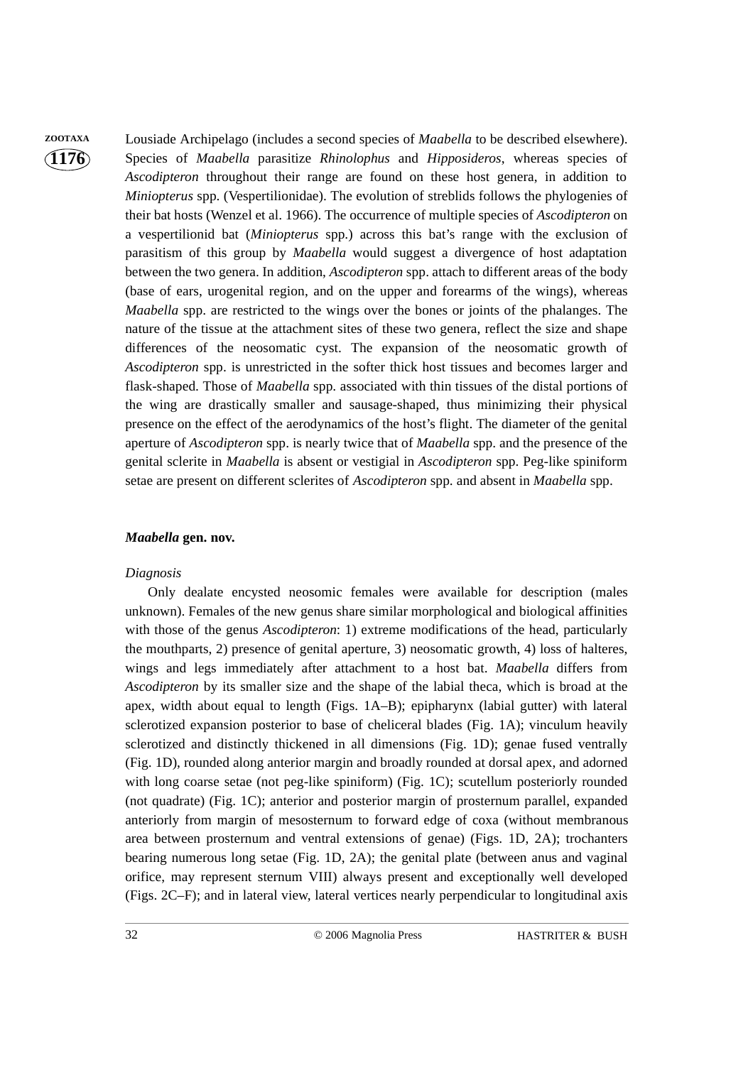Lousiade Archipelago (includes a second species of *Maabella* to be described elsewhere). Species of *Maabella* parasitize *Rhinolophus* and *Hipposideros*, whereas species of *Ascodipteron* throughout their range are found on these host genera, in addition to *Miniopterus* spp. (Vespertilionidae). The evolution of streblids follows the phylogenies of their bat hosts (Wenzel et al. 1966). The occurrence of multiple species of *Ascodipteron* on a vespertilionid bat (*Miniopterus* spp.) across this bat's range with the exclusion of parasitism of this group by *Maabella* would suggest a divergence of host adaptation between the two genera. In addition, *Ascodipteron* spp. attach to different areas of the body (base of ears, urogenital region, and on the upper and forearms of the wings), whereas *Maabella* spp. are restricted to the wings over the bones or joints of the phalanges. The nature of the tissue at the attachment sites of these two genera, reflect the size and shape differences of the neosomatic cyst. The expansion of the neosomatic growth of *Ascodipteron* spp. is unrestricted in the softer thick host tissues and becomes larger and flask-shaped. Those of *Maabella* spp. associated with thin tissues of the distal portions of the wing are drastically smaller and sausage-shaped, thus minimizing their physical presence on the effect of the aerodynamics of the host's flight. The diameter of the genital aperture of *Ascodipteron* spp. is nearly twice that of *Maabella* spp. and the presence of the genital sclerite in *Maabella* is absent or vestigial in *Ascodipteron* spp. Peg-like spiniform setae are present on different sclerites of *Ascodipteron* spp. and absent in *Maabella* spp.

## *Maabella* gen. nov.

*Diagnosis*

Only dealate encysted neosomic females were available for description (males unknown). Females of the new genus share similar morphological and biological affinities with those of the genus *Ascodipteron*: 1) extreme modifications of the head, particularly the mouthparts, 2) presence of genital aperture, 3) neosomatic growth, 4) loss of halteres, wings and legs immediately after attachment to a host bat. *Maabella* differs from *Ascodipteron* by its smaller size and the shape of the labial theca, which is broad at the apex, width about equal to length (Figs. 1A–B); epipharynx (labial gutter) with lateral sclerotized expansion posterior to base of cheliceral blades (Fig. 1A); vinculum heavily sclerotized and distinctly thickened in all dimensions (Fig. 1D); genae fused ventrally (Fig. 1D), rounded along anterior margin and broadly rounded at dorsal apex, and adorned with long coarse setae (not peg-like spiniform) (Fig. 1C); scutellum posteriorly rounded (not quadrate) (Fig. 1C); anterior and posterior margin of prosternum parallel, expanded anteriorly from margin of mesosternum to forward edge of coxa (without membranous area between prosternum and ventral extensions of genae) (Figs. 1D, 2A); trochanters bearing numerous long setae (Fig. 1D, 2A); the genital plate (between anus and vaginal orifice, may represent sternum VIII) always present and exceptionally well developed (Figs. 2C–F); and in lateral view, lateral vertices nearly perpendicular to longitudinal axis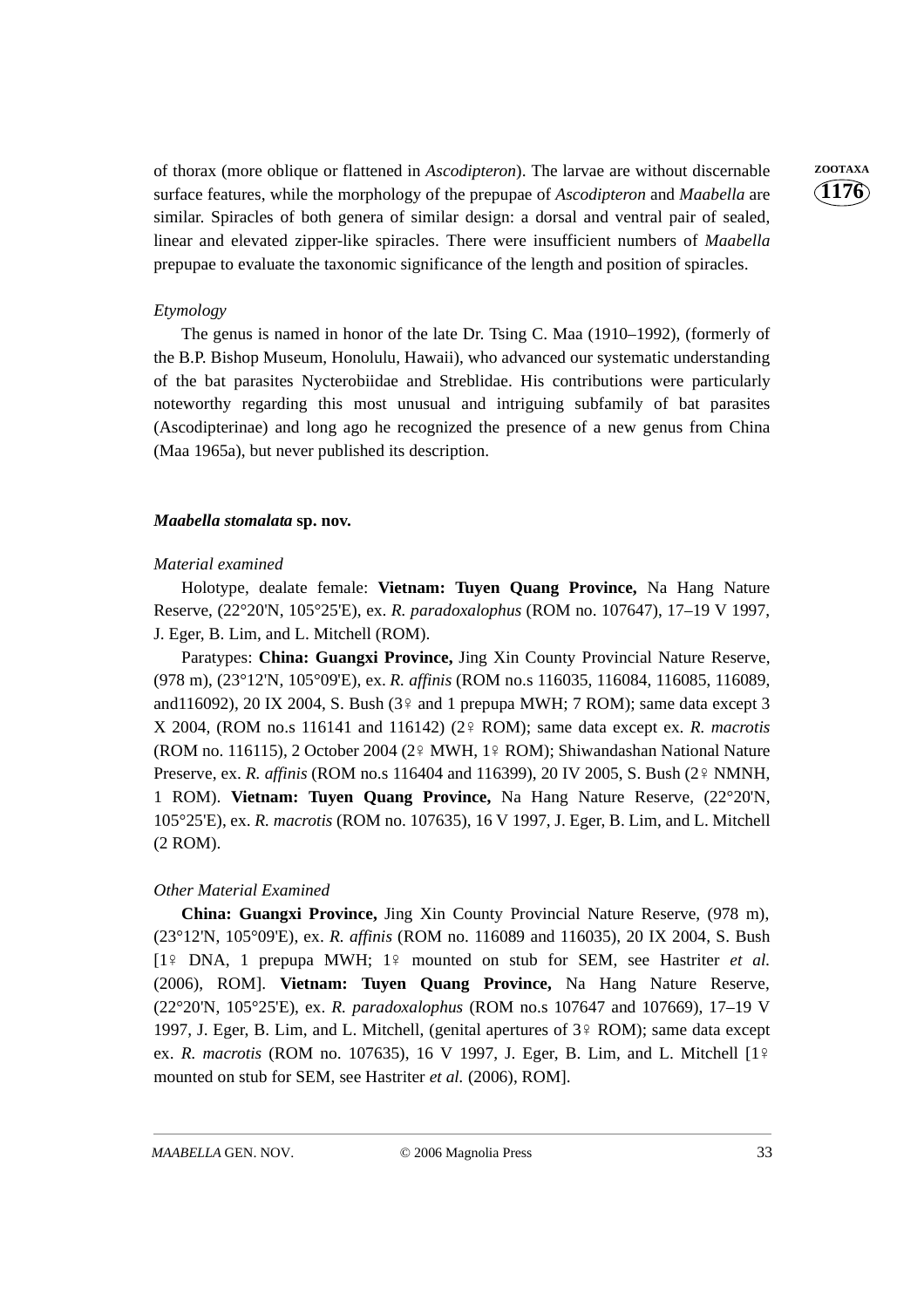of thorax (more oblique or flattened in *Ascodipteron*). The larvae are without discernable surface features, while the morphology of the prepupae of *Ascodipteron* and *Maabella* are similar. Spiracles of both genera of similar design: a dorsal and ventral pair of sealed, linear and elevated zipper-like spiracles. There were insufficient numbers of *Maabella* prepupae to evaluate the taxonomic significance of the length and position of spiracles.

*Etymology*

The genus is named in honor of the late Dr. Tsing C. Maa (1910–1992), (formerly of the B.P. Bishop Museum, Honolulu, Hawaii), who advanced our systematic understanding of the bat parasites Nycterobiidae and Streblidae. His contributions were particularly noteworthy regarding this most unusual and intriguing subfamily of bat parasites (Ascodipterinae) and long ago he recognized the presence of a new genus from China (Maa 1965a), but never published its description.

***Maabella stomalata* sp. nov.**

*Material examined*

Holotype, dealate female: **Vietnam: Tuyen Quang Province,** Na Hang Nature Reserve, (22°20'N, 105°25'E), ex. *R. paradoxalophus* (ROM no. 107647), 17–19 V 1997, J. Eger, B. Lim, and L. Mitchell (ROM).

Paratypes: **China: Guangxi Province,** Jing Xin County Provincial Nature Reserve, (978 m), (23°12'N, 105°09'E), ex. *R. affinis* (ROM no.s 116035, 116084, 116085, 116089, and116092), 20 IX 2004, S. Bush (3♀ and 1 prepupa MWH; 7 ROM); same data except 3 X 2004, (ROM no.s 116141 and 116142) (2♀ ROM); same data except ex. *R. macrotis* (ROM no. 116115), 2 October 2004 (2♀ MWH, 1♀ ROM); Shiwandashan National Nature Preserve, ex. *R. affinis* (ROM no.s 116404 and 116399), 20 IV 2005, S. Bush (2♀ NMNH, 1 ROM). **Vietnam: Tuyen Quang Province,** Na Hang Nature Reserve, (22°20'N, 105°25'E), ex. *R. macrotis* (ROM no. 107635), 16 V 1997, J. Eger, B. Lim, and L. Mitchell (2 ROM).

*Other Material Examined*

**China: Guangxi Province,** Jing Xin County Provincial Nature Reserve, (978 m), (23°12'N, 105°09'E), ex. *R. affinis* (ROM no. 116089 and 116035), 20 IX 2004, S. Bush [1♀ DNA, 1 prepupa MWH; 1♀ mounted on stub for SEM, see Hastriter *et al.* (2006), ROM]. **Vietnam: Tuyen Quang Province,** Na Hang Nature Reserve, (22°20'N, 105°25'E), ex. *R. paradoxalophus* (ROM no.s 107647 and 107669), 17–19 V 1997, J. Eger, B. Lim, and L. Mitchell, (genital apertures of 3♀ ROM); same data except ex. *R. macrotis* (ROM no. 107635), 16 V 1997, J. Eger, B. Lim, and L. Mitchell [1♀ mounted on stub for SEM, see Hastriter *et al.* (2006), ROM].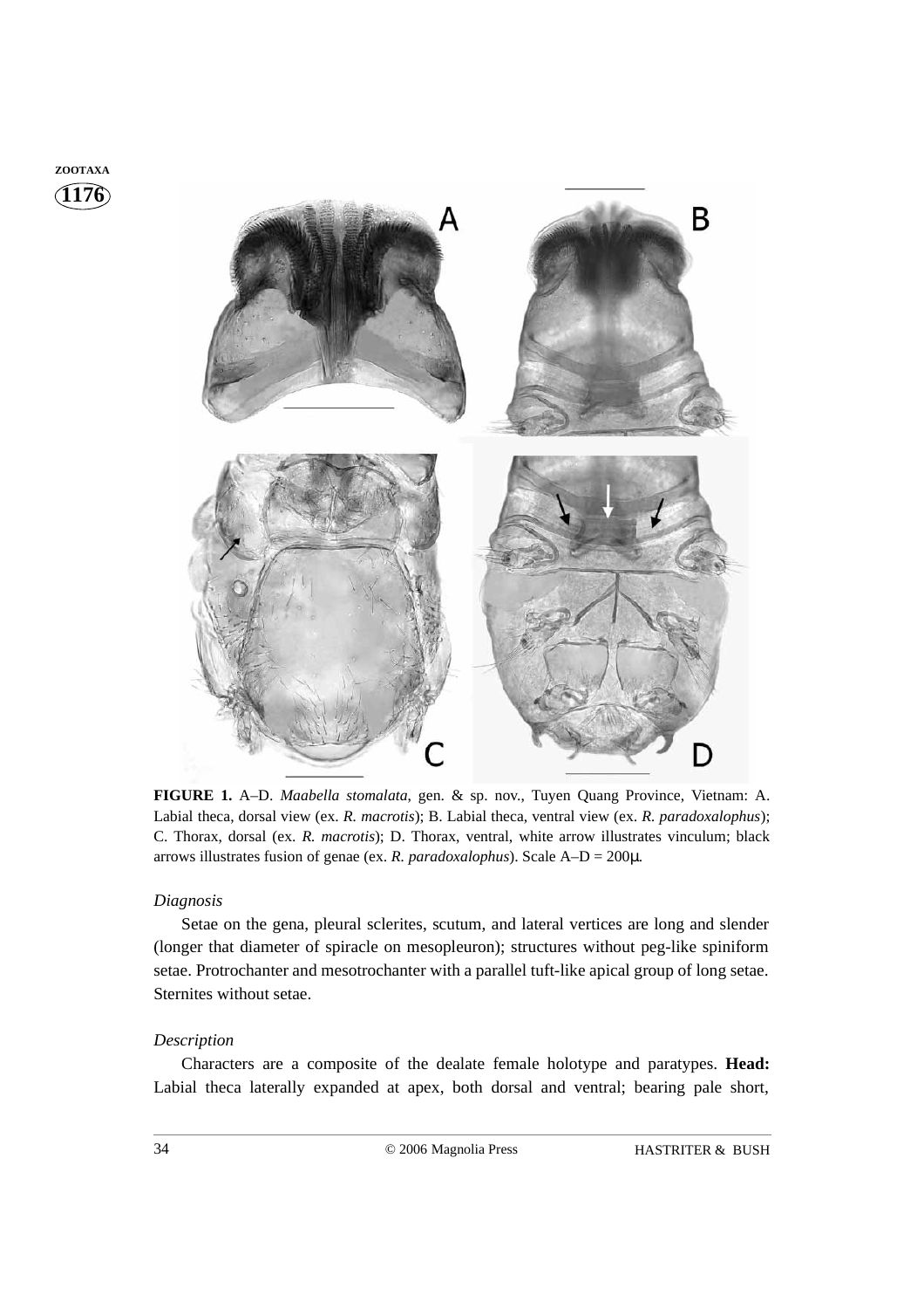**FIGURE 1.** A–D. *Maabella stomalata*, gen. & sp. nov., Tuyen Quang Province, Vietnam: A. Labial theca, dorsal view (ex. *R. macrotis*); B. Labial theca, ventral view (ex. *R. paradoxalophus*); C. Thorax, dorsal (ex. *R. macrotis*); D. Thorax, ventral, white arrow illustrates vinculum; black arrows illustrates fusion of genae (ex. *R. paradoxalophus*). Scale A–D = 200μ.

### *Diagnosis*

Setae on the gena, pleural sclerites, scutum, and lateral vertices are long and slender (longer that diameter of spiracle on mesopleuron); structures without peg-like spiniform setae. Protrochanter and mesotrochanter with a parallel tuft-like apical group of long setae. Sternites without setae.

### *Description*

Characters are a composite of the dealate female holotype and paratypes. **Head:** Labial theca laterally expanded at apex, both dorsal and ventral; bearing pale short,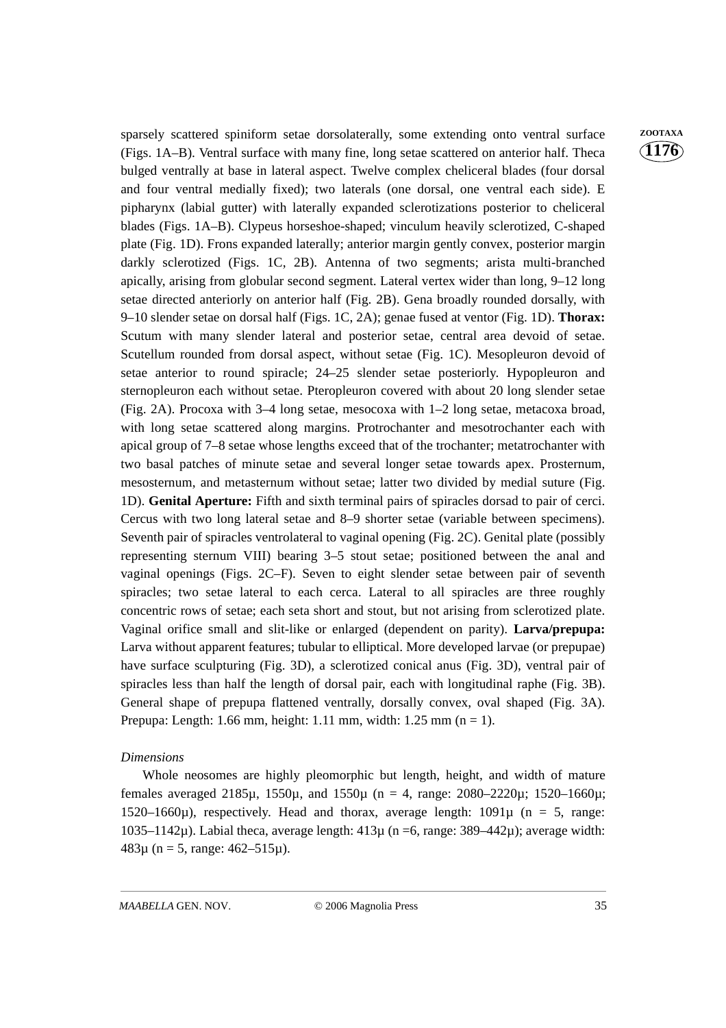sparsely scattered spiniform setae dorsolaterally, some extending onto ventral surface (Figs. 1A–B). Ventral surface with many fine, long setae scattered on anterior half. Theca bulged ventrally at base in lateral aspect. Twelve complex cheliceral blades (four dorsal and four ventral medially fixed); two laterals (one dorsal, one ventral each side). E pipharynx (labial gutter) with laterally expanded sclerotizations posterior to cheliceral blades (Figs. 1A–B). Clypeus horseshoe-shaped; vinculum heavily sclerotized, C-shaped plate (Fig. 1D). Frons expanded laterally; anterior margin gently convex, posterior margin darkly sclerotized (Figs. 1C, 2B). Antenna of two segments; arista multi-branched apically, arising from globular second segment. Lateral vertex wider than long, 9–12 long setae directed anteriorly on anterior half (Fig. 2B). Gena broadly rounded dorsally, with 9–10 slender setae on dorsal half (Figs. 1C, 2A); genae fused at ventor (Fig. 1D). **Thorax:** Scutum with many slender lateral and posterior setae, central area devoid of setae. Scutellum rounded from dorsal aspect, without setae (Fig. 1C). Mesopleuron devoid of setae anterior to round spiracle; 24–25 slender setae posteriorly. Hypopleuron and sternopleuron each without setae. Pteropleuron covered with about 20 long slender setae (Fig. 2A). Procoxa with 3–4 long setae, mesocoxa with 1–2 long setae, metacoxa broad, with long setae scattered along margins. Protrochanter and mesotrochanter each with apical group of 7–8 setae whose lengths exceed that of the trochanter; metatrochanter with two basal patches of minute setae and several longer setae towards apex. Prosternum, mesosternum, and metasternum without setae; latter two divided by medial suture (Fig. 1D). **Genital Aperture:** Fifth and sixth terminal pairs of spiracles dorsad to pair of cerci. Cercus with two long lateral setae and 8–9 shorter setae (variable between specimens). Seventh pair of spiracles ventrolateral to vaginal opening (Fig. 2C). Genital plate (possibly representing sternum VIII) bearing 3–5 stout setae; positioned between the anal and vaginal openings (Figs. 2C–F). Seven to eight slender setae between pair of seventh spiracles; two setae lateral to each cerca. Lateral to all spiracles are three roughly concentric rows of setae; each seta short and stout, but not arising from sclerotized plate. Vaginal orifice small and slit-like or enlarged (dependent on parity). **Larva/prepupa:** Larva without apparent features; tubular to elliptical. More developed larvae (or prepupae) have surface sculpturing (Fig. 3D), a sclerotized conical anus (Fig. 3D), ventral pair of spiracles less than half the length of dorsal pair, each with longitudinal raphe (Fig. 3B). General shape of prepupa flattened ventrally, dorsally convex, oval shaped (Fig. 3A). Prepupa: Length: 1.66 mm, height: 1.11 mm, width: 1.25 mm (n = 1).

*Dimensions*

Whole neosomes are highly pleomorphic but length, height, and width of mature females averaged 2185μ, 1550μ, and 1550μ (n = 4, range: 2080–2220μ; 1520–1660μ; 1520–1660μ), respectively. Head and thorax, average length: 1091μ (n = 5, range: 1035–1142μ). Labial theca, average length: 413μ (n =6, range: 389–442μ); average width: 483μ (n = 5, range: 462–515μ).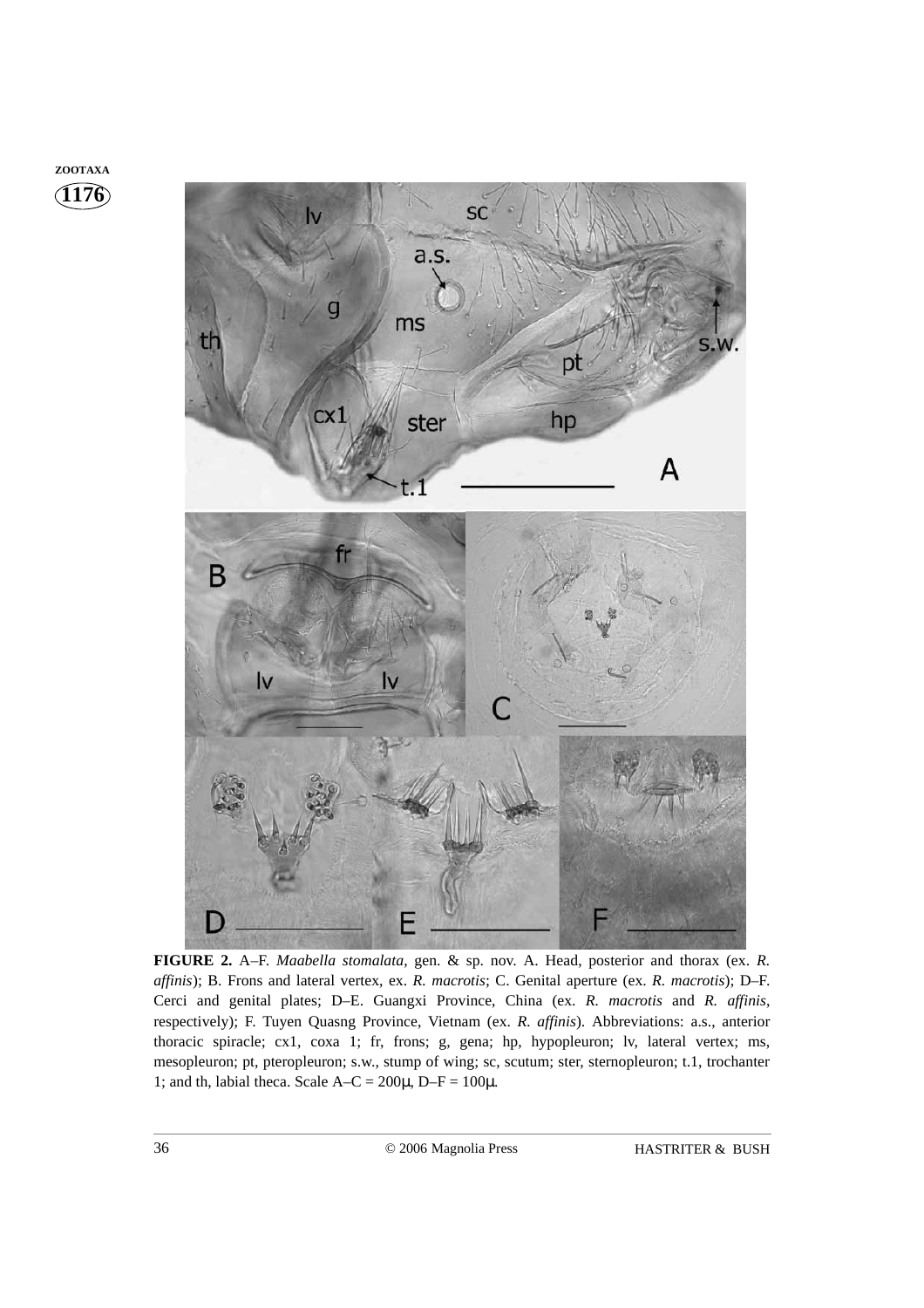**FIGURE 2.** A–F. *Maabella stomalata*, gen. & sp. nov. A. Head, posterior and thorax (ex. *R. affinis*); B. Frons and lateral vertex, ex. *R. macrotis*; C. Genital aperture (ex. *R. macrotis*); D–F. Cerci and genital plates; D–E. Guangxi Province, China (ex. *R. macrotis* and *R. affinis*, respectively); F. Tuyen Quasng Province, Vietnam (ex. *R. affinis*). Abbreviations: a.s., anterior thoracic spiracle; cx1, coxa 1; fr, frons; g, gena; hp, hypopleuron; lv, lateral vertex; ms, mesopleuron; pt, pteropleuron; s.w., stump of wing; sc, scutum; ster, sternopleuron; t.1, trochanter 1; and th, labial theca. Scale A–C = 200μ, D–F = 100μ.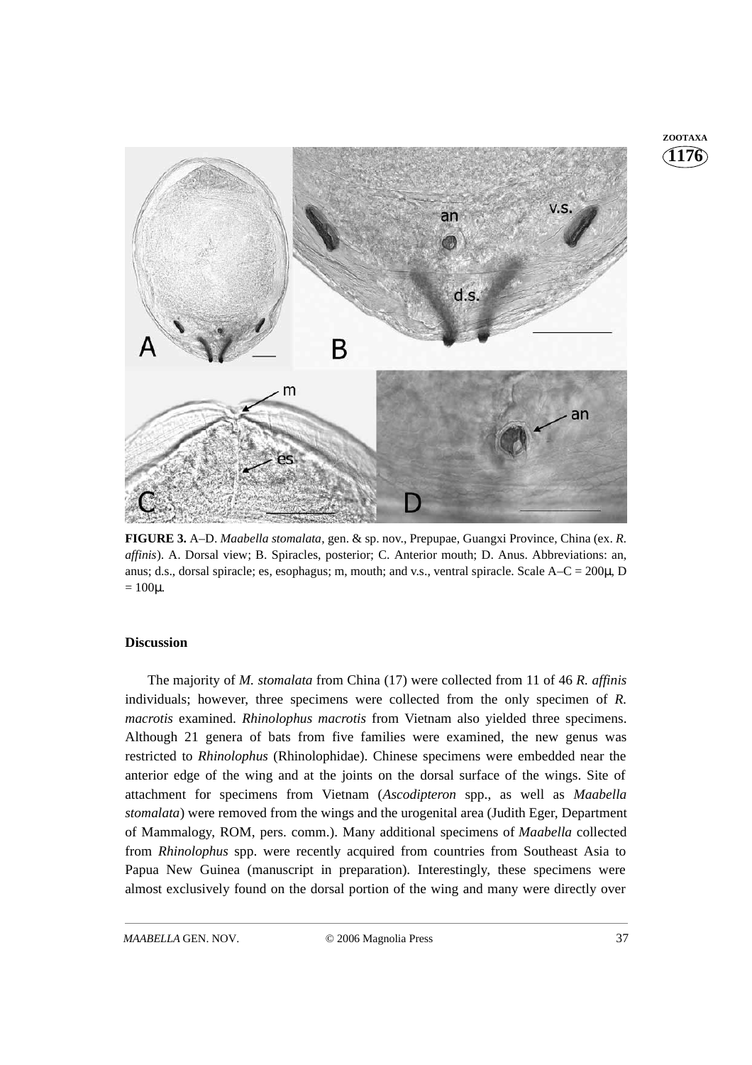**FIGURE 3.** A–D. *Maabella stomalata*, gen. & sp. nov., Prepupae, Guangxi Province, China (ex. *R. affinis*). A. Dorsal view; B. Spiracles, posterior; C. Anterior mouth; D. Anus. Abbreviations: an, anus; d.s., dorsal spiracle; es, esophagus; m, mouth; and v.s., ventral spiracle. Scale A–C = 200μ, D = 100μ.

## Discussion

The majority of *M. stomalata* from China (17) were collected from 11 of 46 *R. affinis* individuals; however, three specimens were collected from the only specimen of *R. macrotis* examined. *Rhinolophus macrotis* from Vietnam also yielded three specimens. Although 21 genera of bats from five families were examined, the new genus was restricted to *Rhinolophus* (Rhinolophidae). Chinese specimens were embedded near the anterior edge of the wing and at the joints on the dorsal surface of the wings. Site of attachment for specimens from Vietnam (*Ascodipteron* spp., as well as *Maabella stomalata*) were removed from the wings and the urogenital area (Judith Eger, Department of Mammalogy, ROM, pers. comm.). Many additional specimens of *Maabella* collected from *Rhinolophus* spp. were recently acquired from countries from Southeast Asia to Papua New Guinea (manuscript in preparation). Interestingly, these specimens were almost exclusively found on the dorsal portion of the wing and many were directly over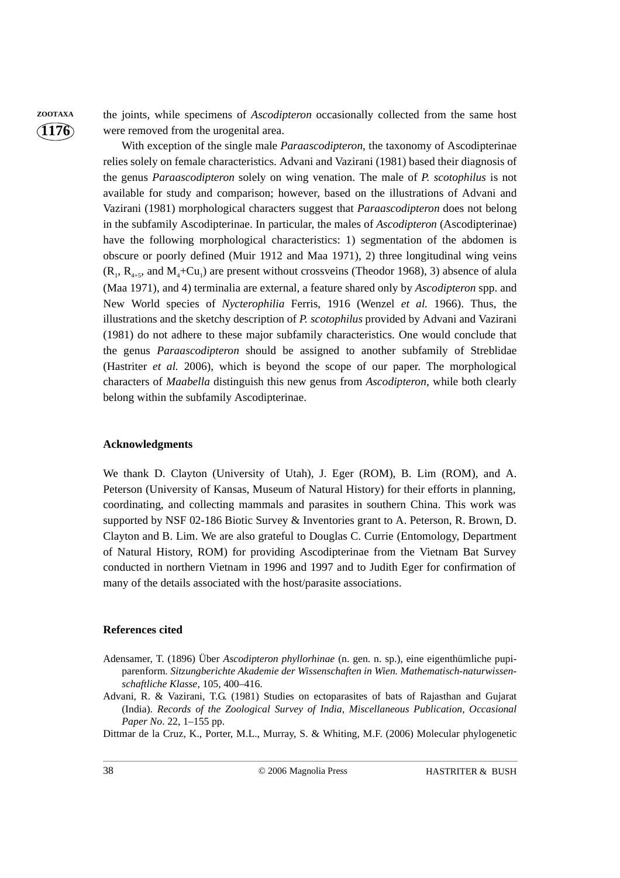the joints, while specimens of *Ascodipteron* occasionally collected from the same host were removed from the urogenital area.

With exception of the single male *Paraascodipteron*, the taxonomy of Ascodipterinae relies solely on female characteristics. Advani and Vazirani (1981) based their diagnosis of the genus *Paraascodipteron* solely on wing venation. The male of *P. scotophilus* is not available for study and comparison; however, based on the illustrations of Advani and Vazirani (1981) morphological characters suggest that *Paraascodipteron* does not belong in the subfamily Ascodipterinae. In particular, the males of *Ascodipteron* (Ascodipterinae) have the following morphological characteristics: 1) segmentation of the abdomen is obscure or poorly defined (Muir 1912 and Maa 1971), 2) three longitudinal wing veins ($R_1$, $R_{4+5}$, and $M_4$+$Cu_1$) are present without crossveins (Theodor 1968), 3) absence of alula (Maa 1971), and 4) terminalia are external, a feature shared only by *Ascodipteron* spp. and New World species of *Nycterophilia* Ferris, 1916 (Wenzel *et al.* 1966). Thus, the illustrations and the sketchy description of *P. scotophilus* provided by Advani and Vazirani (1981) do not adhere to these major subfamily characteristics. One would conclude that the genus *Paraascodipteron* should be assigned to another subfamily of Streblidae (Hastriter *et al.* 2006), which is beyond the scope of our paper. The morphological characters of *Maabella* distinguish this new genus from *Ascodipteron*, while both clearly belong within the subfamily Ascodipterinae.

## Acknowledgments

We thank D. Clayton (University of Utah), J. Eger (ROM), B. Lim (ROM), and A. Peterson (University of Kansas, Museum of Natural History) for their efforts in planning, coordinating, and collecting mammals and parasites in southern China. This work was supported by NSF 02-186 Biotic Survey & Inventories grant to A. Peterson, R. Brown, D. Clayton and B. Lim. We are also grateful to Douglas C. Currie (Entomology, Department of Natural History, ROM) for providing Ascodipterinae from the Vietnam Bat Survey conducted in northern Vietnam in 1996 and 1997 and to Judith Eger for confirmation of many of the details associated with the host/parasite associations.

## References cited

Adensamer, T. (1896) Über *Ascodipteron phyllorhinae* (n. gen. n. sp.), eine eigenthümliche pupiparenform. *Sitzungberichte Akademie der Wissenschaften in Wien. Mathematisch-naturwissenschaftliche Klasse*, 105, 400–416.

Advani, R. & Vazirani, T.G. (1981) Studies on ectoparasites of bats of Rajasthan and Gujarat (India). *Records of the Zoological Survey of India, Miscellaneous Publication, Occasional Paper No*. 22, 1–155 pp.

Dittmar de la Cruz, K., Porter, M.L., Murray, S. & Whiting, M.F. (2006) Molecular phylogenetic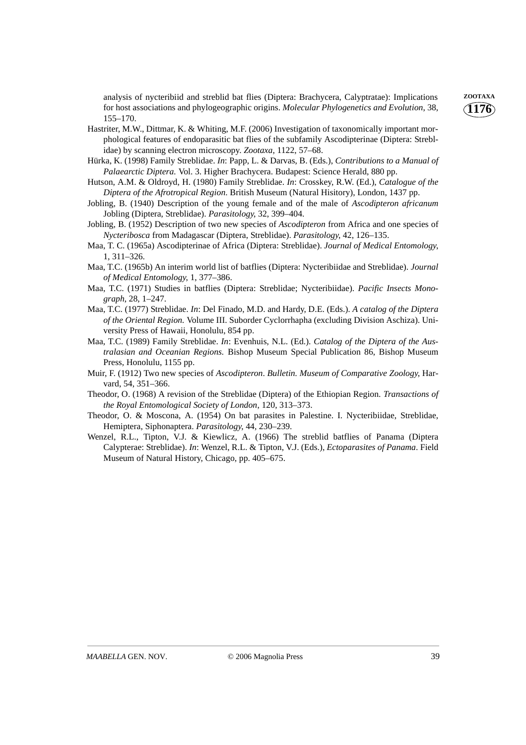analysis of nycteribiid and streblid bat flies (Diptera: Brachycera, Calyptratae): Implications for host associations and phylogeographic origins. *Molecular Phylogenetics and Evolution*, 38, 155–170.

Hastriter, M.W., Dittmar, K. & Whiting, M.F. (2006) Investigation of taxonomically important morphological features of endoparasitic bat flies of the subfamily Ascodipterinae (Diptera: Streblidae) by scanning electron microscopy. *Zootaxa*, 1122, 57–68.

Hürka, K. (1998) Family Streblidae. *In*: Papp, L. & Darvas, B. (Eds.), *Contributions to a Manual of Palaearctic Diptera.* Vol. 3. Higher Brachycera. Budapest: Science Herald, 880 pp.

Hutson, A.M. & Oldroyd, H. (1980) Family Streblidae. *In*: Crosskey, R.W. (Ed.), *Catalogue of the Diptera of the Afrotropical Region*. British Museum (Natural Hisitory), London, 1437 pp.

Jobling, B. (1940) Description of the young female and of the male of *Ascodipteron africanum* Jobling (Diptera, Streblidae). *Parasitology*, 32, 399–404.

Jobling, B. (1952) Description of two new species of *Ascodipteron* from Africa and one species of *Nycteribosca* from Madagascar (Diptera, Streblidae). *Parasitology*, 42, 126–135.

Maa, T. C. (1965a) Ascodipterinae of Africa (Diptera: Streblidae). *Journal of Medical Entomology*, 1, 311–326.

Maa, T.C. (1965b) An interim world list of batflies (Diptera: Nycteribiidae and Streblidae). *Journal of Medical Entomology*, 1, 377–386.

Maa, T.C. (1971) Studies in batflies (Diptera: Streblidae; Nycteribiidae). *Pacific Insects Monograph*, 28, 1–247.

Maa, T.C. (1977) Streblidae. *In*: Del Finado, M.D. and Hardy, D.E. (Eds.). *A catalog of the Diptera of the Oriental Region.* Volume III. Suborder Cyclorrhapha (excluding Division Aschiza). University Press of Hawaii, Honolulu, 854 pp.

Maa, T.C. (1989) Family Streblidae. *In*: Evenhuis, N.L. (Ed.). *Catalog of the Diptera of the Australasian and Oceanian Regions.* Bishop Museum Special Publication 86, Bishop Museum Press, Honolulu, 1155 pp.

Muir, F. (1912) Two new species of *Ascodipteron*. *Bulletin. Museum of Comparative Zoology*, Harvard, 54, 351–366.

Theodor, O. (1968) A revision of the Streblidae (Diptera) of the Ethiopian Region. *Transactions of the Royal Entomological Society of London*, 120, 313–373.

Theodor, O. & Moscona, A. (1954) On bat parasites in Palestine. I. Nycteribiidae, Streblidae, Hemiptera, Siphonaptera. *Parasitology*, 44, 230–239.

Wenzel, R.L., Tipton, V.J. & Kiewlicz, A. (1966) The streblid batflies of Panama (Diptera Calypterae: Streblidae). *In*: Wenzel, R.L. & Tipton, V.J. (Eds.), *Ectoparasites of Panama*. Field Museum of Natural History, Chicago, pp. 405–675.